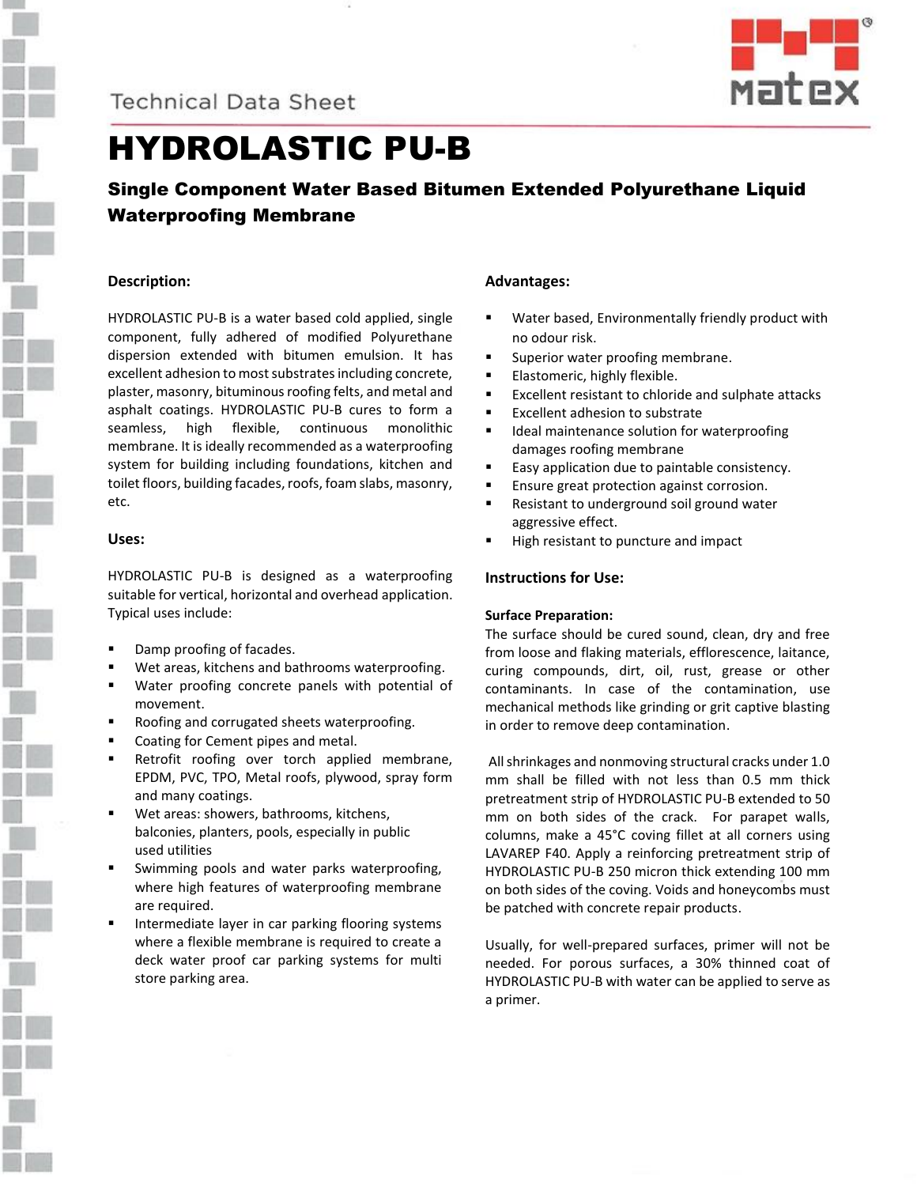Technical Data Sheet

# HYDROLASTIC PU-B

## Single Component Water Based Bitumen Extended Polyurethane Liquid Waterproofing Membrane

### Description:

HYDROLASTIC PU-B is a water based cold applied, single component, fully adhered of modified Polyurethane dispersion extended with bitumen emulsion. It has excellent adhesion to most substrates including concrete, plaster, masonry, bituminous roofing felts, and metal and asphalt coatings. HYDROLASTIC PU-B cures to form a seamless, high flexible, continuous monolithic membrane. It is ideally recommended as a waterproofing system for building including foundations, kitchen and toilet floors, building facades, roofs, foam slabs, masonry, etc.

### Uses:

HYDROLASTIC PU-B is designed as a waterproofing suitable for vertical, horizontal and overhead application. Typical uses include:

- Damp proofing of facades.
- Wet areas, kitchens and bathrooms waterproofing.
- Water proofing concrete panels with potential of movement.
- Roofing and corrugated sheets waterproofing.
- Coating for Cement pipes and metal.
- Retrofit roofing over torch applied membrane, EPDM, PVC, TPO, Metal roofs, plywood, spray form and many coatings.
- Wet areas: showers, bathrooms, kitchens, balconies, planters, pools, especially in public used utilities
- Swimming pools and water parks waterproofing, where high features of waterproofing membrane are required.
- Intermediate layer in car parking flooring systems where a flexible membrane is required to create a deck water proof car parking systems for multi store parking area.

### Advantages:

- Water based, Environmentally friendly product with no odour risk.
- Superior water proofing membrane.
- Elastomeric, highly flexible.
- Excellent resistant to chloride and sulphate attacks
- Excellent adhesion to substrate
- Ideal maintenance solution for waterproofing damages roofing membrane
- Easy application due to paintable consistency.
- Ensure great protection against corrosion.
- Resistant to underground soil ground water aggressive effect.
- High resistant to puncture and impact

### Instructions for Use:

**Surface Preparation:**

The surface should be cured sound, clean, dry and free from loose and flaking materials, efflorescence, laitance, curing compounds, dirt, oil, rust, grease or other contaminants. In case of the contamination, use mechanical methods like grinding or grit captive blasting in order to remove deep contamination.

All shrinkages and nonmoving structural cracks under 1.0 mm shall be filled with not less than 0.5 mm thick pretreatment strip of HYDROLASTIC PU-B extended to 50 mm on both sides of the crack. For parapet walls, columns, make a 45°C coving fillet at all corners using LAVAREP F40. Apply a reinforcing pretreatment strip of HYDROLASTIC PU-B 250 micron thick extending 100 mm on both sides of the coving. Voids and honeycombs must be patched with concrete repair products.

Usually, for well-prepared surfaces, primer will not be needed. For porous surfaces, a 30% thinned coat of HYDROLASTIC PU-B with water can be applied to serve as a primer.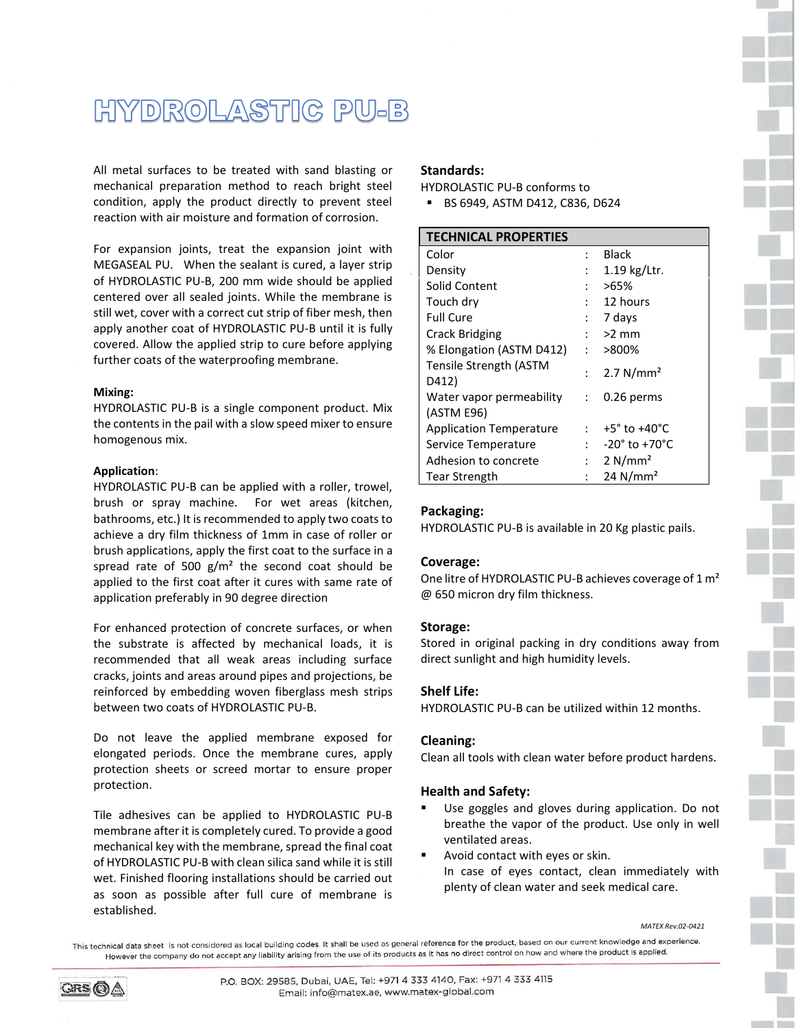# HYDROLASTIC PU-B

All metal surfaces to be treated with sand blasting or mechanical preparation method to reach bright steel condition, apply the product directly to prevent steel reaction with air moisture and formation of corrosion.

For expansion joints, treat the expansion joint with MEGASEAL PU. When the sealant is cured, a layer strip of HYDROLASTIC PU-B, 200 mm wide should be applied centered over all sealed joints. While the membrane is still wet, cover with a correct cut strip of fiber mesh, then apply another coat of HYDROLASTIC PU-B until it is fully covered. Allow the applied strip to cure before applying further coats of the waterproofing membrane.

**Mixing:**

HYDROLASTIC PU-B is a single component product. Mix the contents in the pail with a slow speed mixer to ensure homogenous mix.

**Application:**

HYDROLASTIC PU-B can be applied with a roller, trowel, brush or spray machine. For wet areas (kitchen, bathrooms, etc.) It is recommended to apply two coats to achieve a dry film thickness of 1mm in case of roller or brush applications, apply the first coat to the surface in a spread rate of 500 g/m² the second coat should be applied to the first coat after it cures with same rate of application preferably in 90 degree direction

For enhanced protection of concrete surfaces, or when the substrate is affected by mechanical loads, it is recommended that all weak areas including surface cracks, joints and areas around pipes and projections, be reinforced by embedding woven fiberglass mesh strips between two coats of HYDROLASTIC PU-B.

Do not leave the applied membrane exposed for elongated periods. Once the membrane cures, apply protection sheets or screed mortar to ensure proper protection.

Tile adhesives can be applied to HYDROLASTIC PU-B membrane after it is completely cured. To provide a good mechanical key with the membrane, spread the final coat of HYDROLASTIC PU-B with clean silica sand while it is still wet. Finished flooring installations should be carried out as soon as possible after full cure of membrane is established.

**Standards:**

HYDROLASTIC PU-B conforms to

- BS 6949, ASTM D412, C836, D624

| TECHNICAL PROPERTIES | | |
|---|---|---|
| Color | : | Black |
| Density | : | 1.19 kg/Ltr. |
| Solid Content | : | >65% |
| Touch dry | : | 12 hours |
| Full Cure | : | 7 days |
| Crack Bridging | : | >2 mm |
| % Elongation (ASTM D412) | : | >800% |
| Tensile Strength (ASTM D412) | : | 2.7 N/mm² |
| Water vapor permeability (ASTM E96) | : | 0.26 perms |
| Application Temperature | : | +5° to +40°C |
| Service Temperature | : | -20° to +70°C |
| Adhesion to concrete | : | 2 N/mm² |
| Tear Strength | : | 24 N/mm² |

**Packaging:**

HYDROLASTIC PU-B is available in 20 Kg plastic pails.

**Coverage:**

One litre of HYDROLASTIC PU-B achieves coverage of 1 m² @ 650 micron dry film thickness.

**Storage:**

Stored in original packing in dry conditions away from direct sunlight and high humidity levels.

**Shelf Life:**

HYDROLASTIC PU-B can be utilized within 12 months.

**Cleaning:**

Clean all tools with clean water before product hardens.

**Health and Safety:**

- Use goggles and gloves during application. Do not breathe the vapor of the product. Use only in well ventilated areas.
- Avoid contact with eyes or skin.
  In case of eyes contact, clean immediately with plenty of clean water and seek medical care.

*MATEX Rev.02-0421*

This technical data sheet is not considered as local building codes. It shall be used as general reference for the product, based on our current knowledge and experience. However the company do not accept any liability arising from the use of its products as it has no direct control on how and where the product is applied.

P.O. BOX: 29585, Dubai, UAE, Tel: +971 4 333 4140, Fax: +971 4 333 4115
Email: info@matex.ae, www.matex-global.com